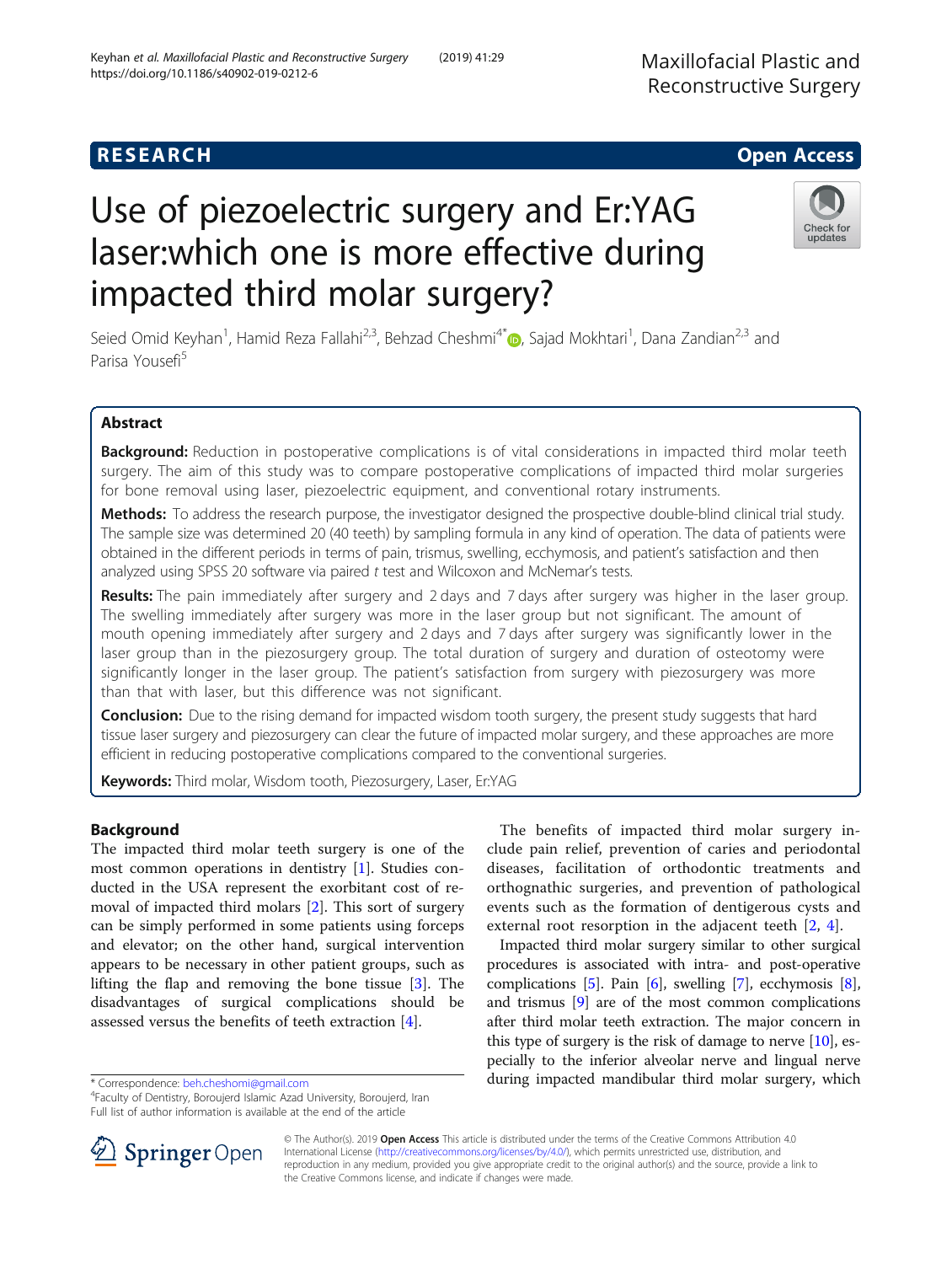RESEARCH Open Access

# Use of piezoelectric surgery and Er:YAG laser:which one is more effective during impacted third molar surgery?

Seied Omid Keyhan[1], Hamid Reza Fallahi[2,3], Behzad Cheshmi[4*], Sajad Mokhtari[1], Dana Zandian[2,3] and Parisa Yousefi[5]

## Abstract

**Background:** Reduction in postoperative complications is of vital considerations in impacted third molar teeth surgery. The aim of this study was to compare postoperative complications of impacted third molar surgeries for bone removal using laser, piezoelectric equipment, and conventional rotary instruments.

**Methods:** To address the research purpose, the investigator designed the prospective double-blind clinical trial study. The sample size was determined 20 (40 teeth) by sampling formula in any kind of operation. The data of patients were obtained in the different periods in terms of pain, trismus, swelling, ecchymosis, and patient's satisfaction and then analyzed using SPSS 20 software via paired *t* test and Wilcoxon and McNemar's tests.

**Results:** The pain immediately after surgery and 2 days and 7 days after surgery was higher in the laser group. The swelling immediately after surgery was more in the laser group but not significant. The amount of mouth opening immediately after surgery and 2 days and 7 days after surgery was significantly lower in the laser group than in the piezosurgery group. The total duration of surgery and duration of osteotomy were significantly longer in the laser group. The patient's satisfaction from surgery with piezosurgery was more than that with laser, but this difference was not significant.

**Conclusion:** Due to the rising demand for impacted wisdom tooth surgery, the present study suggests that hard tissue laser surgery and piezosurgery can clear the future of impacted molar surgery, and these approaches are more efficient in reducing postoperative complications compared to the conventional surgeries.

**Keywords:** Third molar, Wisdom tooth, Piezosurgery, Laser, Er:YAG

## Background

The impacted third molar teeth surgery is one of the most common operations in dentistry [1]. Studies conducted in the USA represent the exorbitant cost of removal of impacted third molars [2]. This sort of surgery can be simply performed in some patients using forceps and elevator; on the other hand, surgical intervention appears to be necessary in other patient groups, such as lifting the flap and removing the bone tissue [3]. The disadvantages of surgical complications should be assessed versus the benefits of teeth extraction [4].

The benefits of impacted third molar surgery include pain relief, prevention of caries and periodontal diseases, facilitation of orthodontic treatments and orthognathic surgeries, and prevention of pathological events such as the formation of dentigerous cysts and external root resorption in the adjacent teeth [2, 4].

Impacted third molar surgery similar to other surgical procedures is associated with intra- and post-operative complications [5]. Pain [6], swelling [7], ecchymosis [8], and trismus [9] are of the most common complications after third molar teeth extraction. The major concern in this type of surgery is the risk of damage to nerve [10], especially to the inferior alveolar nerve and lingual nerve during impacted mandibular third molar surgery, which

* Correspondence: beh.cheshomi@gmail.com
[4]Faculty of Dentistry, Boroujerd Islamic Azad University, Boroujerd, Iran
Full list of author information is available at the end of the article

© The Author(s). 2019 **Open Access** This article is distributed under the terms of the Creative Commons Attribution 4.0 International License (http://creativecommons.org/licenses/by/4.0/), which permits unrestricted use, distribution, and reproduction in any medium, provided you give appropriate credit to the original author(s) and the source, provide a link to the Creative Commons license, and indicate if changes were made.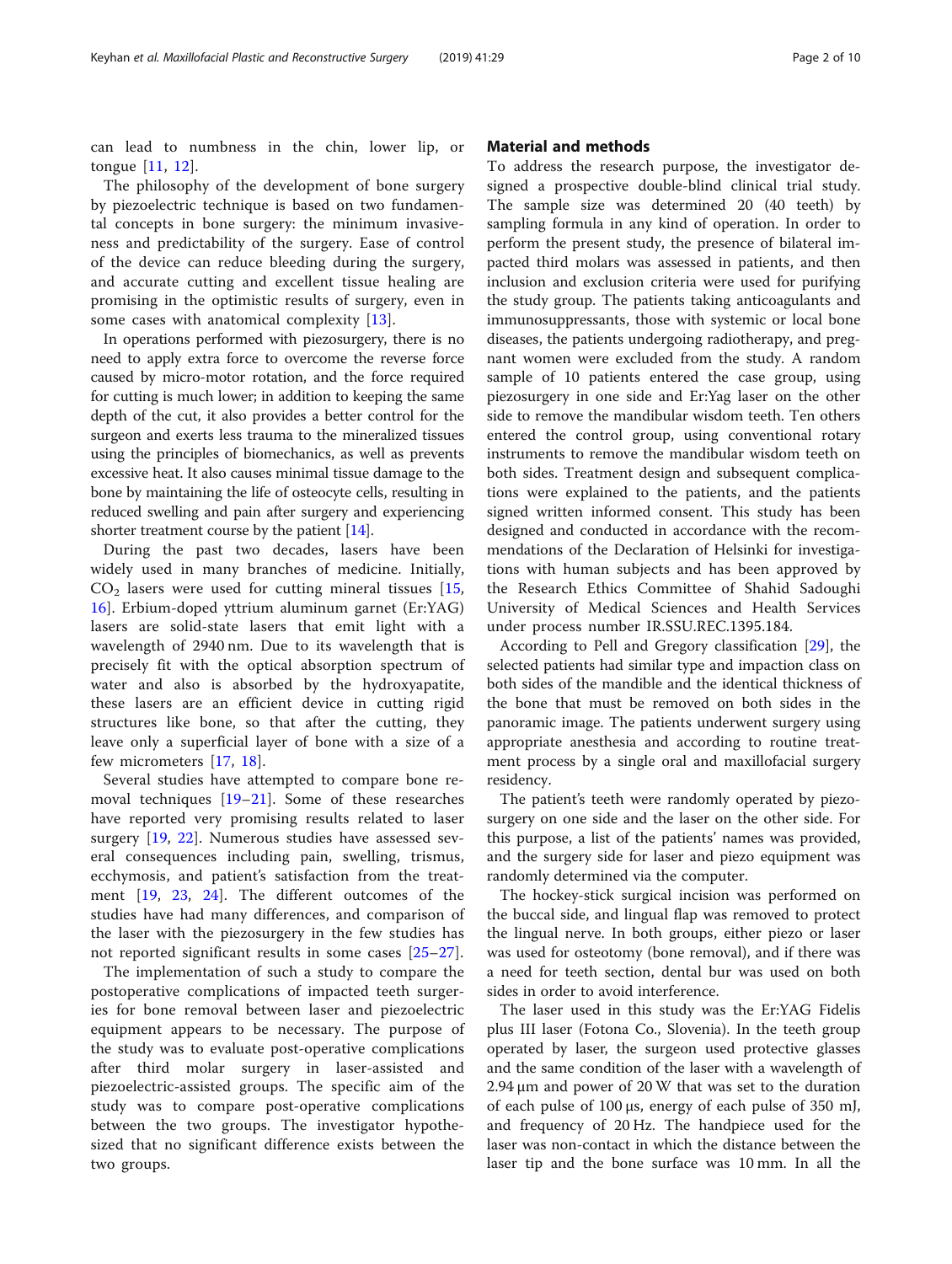can lead to numbness in the chin, lower lip, or tongue [11, 12].

The philosophy of the development of bone surgery by piezoelectric technique is based on two fundamental concepts in bone surgery: the minimum invasiveness and predictability of the surgery. Ease of control of the device can reduce bleeding during the surgery, and accurate cutting and excellent tissue healing are promising in the optimistic results of surgery, even in some cases with anatomical complexity [13].

In operations performed with piezosurgery, there is no need to apply extra force to overcome the reverse force caused by micro-motor rotation, and the force required for cutting is much lower; in addition to keeping the same depth of the cut, it also provides a better control for the surgeon and exerts less trauma to the mineralized tissues using the principles of biomechanics, as well as prevents excessive heat. It also causes minimal tissue damage to the bone by maintaining the life of osteocyte cells, resulting in reduced swelling and pain after surgery and experiencing shorter treatment course by the patient [14].

During the past two decades, lasers have been widely used in many branches of medicine. Initially, $CO_2$ lasers were used for cutting mineral tissues [15, 16]. Erbium-doped yttrium aluminum garnet (Er:YAG) lasers are solid-state lasers that emit light with a wavelength of 2940 nm. Due to its wavelength that is precisely fit with the optical absorption spectrum of water and also is absorbed by the hydroxyapatite, these lasers are an efficient device in cutting rigid structures like bone, so that after the cutting, they leave only a superficial layer of bone with a size of a few micrometers [17, 18].

Several studies have attempted to compare bone removal techniques [19–21]. Some of these researches have reported very promising results related to laser surgery [19, 22]. Numerous studies have assessed several consequences including pain, swelling, trismus, ecchymosis, and patient's satisfaction from the treatment [19, 23, 24]. The different outcomes of the studies have had many differences, and comparison of the laser with the piezosurgery in the few studies has not reported significant results in some cases [25–27].

The implementation of such a study to compare the postoperative complications of impacted teeth surgeries for bone removal between laser and piezoelectric equipment appears to be necessary. The purpose of the study was to evaluate post-operative complications after third molar surgery in laser-assisted and piezoelectric-assisted groups. The specific aim of the study was to compare post-operative complications between the two groups. The investigator hypothesized that no significant difference exists between the two groups.

## Material and methods

To address the research purpose, the investigator designed a prospective double-blind clinical trial study. The sample size was determined 20 (40 teeth) by sampling formula in any kind of operation. In order to perform the present study, the presence of bilateral impacted third molars was assessed in patients, and then inclusion and exclusion criteria were used for purifying the study group. The patients taking anticoagulants and immunosuppressants, those with systemic or local bone diseases, the patients undergoing radiotherapy, and pregnant women were excluded from the study. A random sample of 10 patients entered the case group, using piezosurgery in one side and Er:Yag laser on the other side to remove the mandibular wisdom teeth. Ten others entered the control group, using conventional rotary instruments to remove the mandibular wisdom teeth on both sides. Treatment design and subsequent complications were explained to the patients, and the patients signed written informed consent. This study has been designed and conducted in accordance with the recommendations of the Declaration of Helsinki for investigations with human subjects and has been approved by the Research Ethics Committee of Shahid Sadoughi University of Medical Sciences and Health Services under process number IR.SSU.REC.1395.184.

According to Pell and Gregory classification [29], the selected patients had similar type and impaction class on both sides of the mandible and the identical thickness of the bone that must be removed on both sides in the panoramic image. The patients underwent surgery using appropriate anesthesia and according to routine treatment process by a single oral and maxillofacial surgery residency.

The patient's teeth were randomly operated by piezosurgery on one side and the laser on the other side. For this purpose, a list of the patients' names was provided, and the surgery side for laser and piezo equipment was randomly determined via the computer.

The hockey-stick surgical incision was performed on the buccal side, and lingual flap was removed to protect the lingual nerve. In both groups, either piezo or laser was used for osteotomy (bone removal), and if there was a need for teeth section, dental bur was used on both sides in order to avoid interference.

The laser used in this study was the Er:YAG Fidelis plus III laser (Fotona Co., Slovenia). In the teeth group operated by laser, the surgeon used protective glasses and the same condition of the laser with a wavelength of 2.94 μm and power of 20 W that was set to the duration of each pulse of 100 μs, energy of each pulse of 350 mJ, and frequency of 20 Hz. The handpiece used for the laser was non-contact in which the distance between the laser tip and the bone surface was 10 mm. In all the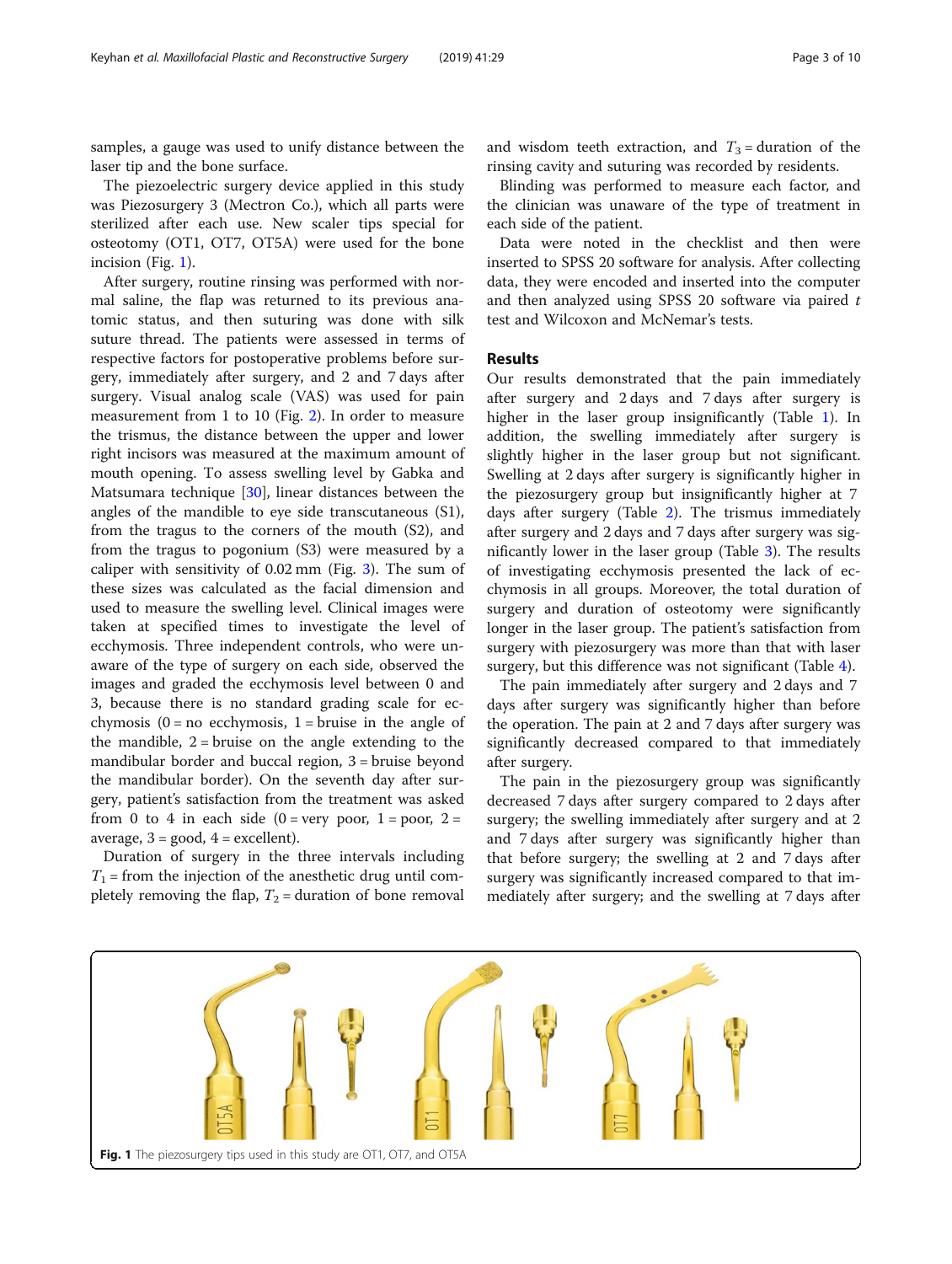samples, a gauge was used to unify distance between the laser tip and the bone surface.

The piezoelectric surgery device applied in this study was Piezosurgery 3 (Mectron Co.), which all parts were sterilized after each use. New scaler tips special for osteotomy (OT1, OT7, OT5A) were used for the bone incision (Fig. 1).

After surgery, routine rinsing was performed with normal saline, the flap was returned to its previous anatomic status, and then suturing was done with silk suture thread. The patients were assessed in terms of respective factors for postoperative problems before surgery, immediately after surgery, and 2 and 7 days after surgery. Visual analog scale (VAS) was used for pain measurement from 1 to 10 (Fig. 2). In order to measure the trismus, the distance between the upper and lower right incisors was measured at the maximum amount of mouth opening. To assess swelling level by Gabka and Matsumara technique [30], linear distances between the angles of the mandible to eye side transcutaneous (S1), from the tragus to the corners of the mouth (S2), and from the tragus to pogonium (S3) were measured by a caliper with sensitivity of 0.02 mm (Fig. 3). The sum of these sizes was calculated as the facial dimension and used to measure the swelling level. Clinical images were taken at specified times to investigate the level of ecchymosis. Three independent controls, who were unaware of the type of surgery on each side, observed the images and graded the ecchymosis level between 0 and 3, because there is no standard grading scale for ecchymosis (0 = no ecchymosis, 1 = bruise in the angle of the mandible, 2 = bruise on the angle extending to the mandibular border and buccal region, 3 = bruise beyond the mandibular border). On the seventh day after surgery, patient's satisfaction from the treatment was asked from 0 to 4 in each side (0 = very poor, 1 = poor, 2 = average, 3 = good, 4 = excellent).

Duration of surgery in the three intervals including $T_1$ = from the injection of the anesthetic drug until completely removing the flap, $T_2$ = duration of bone removal and wisdom teeth extraction, and $T_3$ = duration of the rinsing cavity and suturing was recorded by residents.

Blinding was performed to measure each factor, and the clinician was unaware of the type of treatment in each side of the patient.

Data were noted in the checklist and then were inserted to SPSS 20 software for analysis. After collecting data, they were encoded and inserted into the computer and then analyzed using SPSS 20 software via paired *t* test and Wilcoxon and McNemar's tests.

## Results

Our results demonstrated that the pain immediately after surgery and 2 days and 7 days after surgery is higher in the laser group insignificantly (Table 1). In addition, the swelling immediately after surgery is slightly higher in the laser group but not significant. Swelling at 2 days after surgery is significantly higher in the piezosurgery group but insignificantly higher at 7 days after surgery (Table 2). The trismus immediately after surgery and 2 days and 7 days after surgery was significantly lower in the laser group (Table 3). The results of investigating ecchymosis presented the lack of ecchymosis in all groups. Moreover, the total duration of surgery and duration of osteotomy were significantly longer in the laser group. The patient's satisfaction from surgery with piezosurgery was more than that with laser surgery, but this difference was not significant (Table 4).

The pain immediately after surgery and 2 days and 7 days after surgery was significantly higher than before the operation. The pain at 2 and 7 days after surgery was significantly decreased compared to that immediately after surgery.

The pain in the piezosurgery group was significantly decreased 7 days after surgery compared to 2 days after surgery; the swelling immediately after surgery and at 2 and 7 days after surgery was significantly higher than that before surgery; the swelling at 2 and 7 days after surgery was significantly increased compared to that immediately after surgery; and the swelling at 7 days after

**Fig. 1** The piezosurgery tips used in this study are OT1, OT7, and OT5A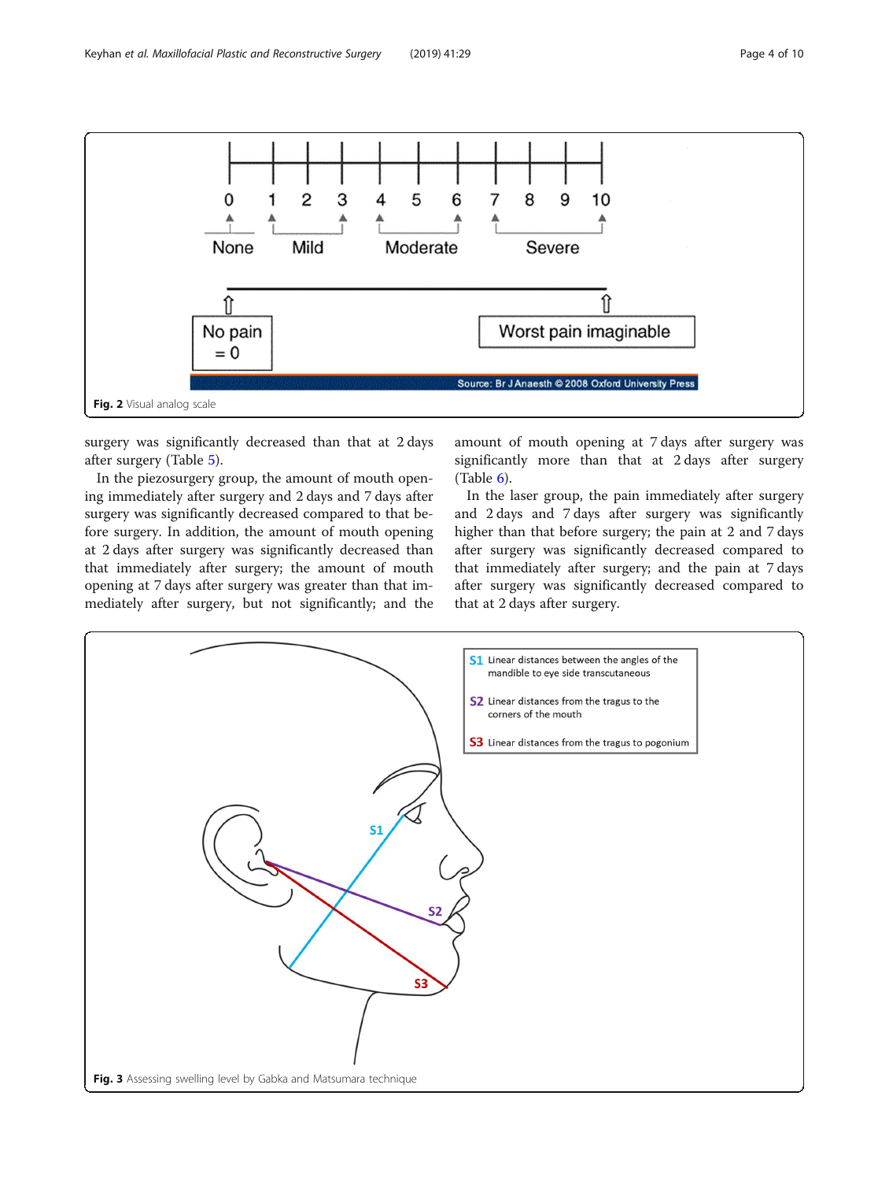Fig. 2 Visual analog scale

surgery was significantly decreased than that at 2 days after surgery (Table 5).

In the piezosurgery group, the amount of mouth opening immediately after surgery and 2 days and 7 days after surgery was significantly decreased compared to that before surgery. In addition, the amount of mouth opening at 2 days after surgery was significantly decreased than that immediately after surgery; the amount of mouth opening at 7 days after surgery was greater than that immediately after surgery, but not significantly; and the amount of mouth opening at 7 days after surgery was significantly more than that at 2 days after surgery (Table 6).

In the laser group, the pain immediately after surgery and 2 days and 7 days after surgery was significantly higher than that before surgery; the pain at 2 and 7 days after surgery was significantly decreased compared to that immediately after surgery; and the pain at 7 days after surgery was significantly decreased compared to that at 2 days after surgery.

Fig. 3 Assessing swelling level by Gabka and Matsumara technique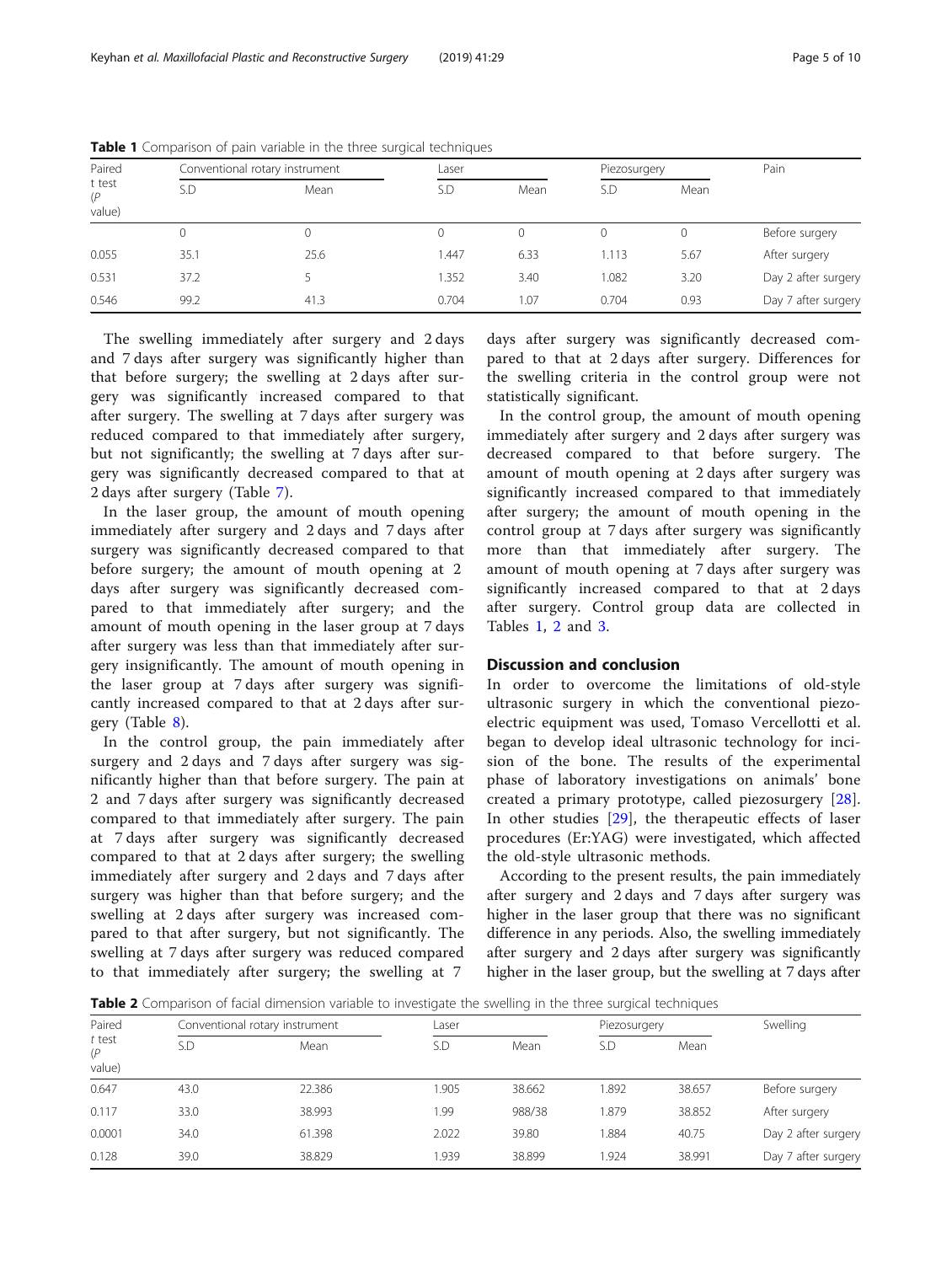**Table 1** Comparison of pain variable in the three surgical techniques

| Paired t test (P value) | Conventional rotary instrument | | Laser | | Piezosurgery | | Pain |
|---|---|---|---|---|---|---|---|
| | S.D | Mean | S.D | Mean | S.D | Mean | |
| | 0 | 0 | 0 | 0 | 0 | 0 | Before surgery |
| 0.055 | 35.1 | 25.6 | 1.447 | 6.33 | 1.113 | 5.67 | After surgery |
| 0.531 | 37.2 | 5 | 1.352 | 3.40 | 1.082 | 3.20 | Day 2 after surgery |
| 0.546 | 99.2 | 41.3 | 0.704 | 1.07 | 0.704 | 0.93 | Day 7 after surgery |

The swelling immediately after surgery and 2 days and 7 days after surgery was significantly higher than that before surgery; the swelling at 2 days after surgery was significantly increased compared to that after surgery. The swelling at 7 days after surgery was reduced compared to that immediately after surgery, but not significantly; the swelling at 7 days after surgery was significantly decreased compared to that at 2 days after surgery (Table 7).

In the laser group, the amount of mouth opening immediately after surgery and 2 days and 7 days after surgery was significantly decreased compared to that before surgery; the amount of mouth opening at 2 days after surgery was significantly decreased compared to that immediately after surgery; and the amount of mouth opening in the laser group at 7 days after surgery was less than that immediately after surgery insignificantly. The amount of mouth opening in the laser group at 7 days after surgery was significantly increased compared to that at 2 days after surgery (Table 8).

In the control group, the pain immediately after surgery and 2 days and 7 days after surgery was significantly higher than that before surgery. The pain at 2 and 7 days after surgery was significantly decreased compared to that immediately after surgery. The pain at 7 days after surgery was significantly decreased compared to that at 2 days after surgery; the swelling immediately after surgery and 2 days and 7 days after surgery was higher than that before surgery; and the swelling at 2 days after surgery was increased compared to that after surgery, but not significantly. The swelling at 7 days after surgery was reduced compared to that immediately after surgery; the swelling at 7 days after surgery was significantly decreased compared to that at 2 days after surgery. Differences for the swelling criteria in the control group were not statistically significant.

In the control group, the amount of mouth opening immediately after surgery and 2 days after surgery was decreased compared to that before surgery. The amount of mouth opening at 2 days after surgery was significantly increased compared to that immediately after surgery; the amount of mouth opening in the control group at 7 days after surgery was significantly more than that immediately after surgery. The amount of mouth opening at 7 days after surgery was significantly increased compared to that at 2 days after surgery. Control group data are collected in Tables 1, 2 and 3.

## Discussion and conclusion

In order to overcome the limitations of old-style ultrasonic surgery in which the conventional piezoelectric equipment was used, Tomaso Vercellotti et al. began to develop ideal ultrasonic technology for incision of the bone. The results of the experimental phase of laboratory investigations on animals' bone created a primary prototype, called piezosurgery [28]. In other studies [29], the therapeutic effects of laser procedures (Er:YAG) were investigated, which affected the old-style ultrasonic methods.

According to the present results, the pain immediately after surgery and 2 days and 7 days after surgery was higher in the laser group that there was no significant difference in any periods. Also, the swelling immediately after surgery and 2 days after surgery was significantly higher in the laser group, but the swelling at 7 days after

**Table 2** Comparison of facial dimension variable to investigate the swelling in the three surgical techniques

| Paired t test (P value) | Conventional rotary instrument | | Laser | | Piezosurgery | | Swelling |
|---|---|---|---|---|---|---|---|
| | S.D | Mean | S.D | Mean | S.D | Mean | |
| 0.647 | 43.0 | 22.386 | 1.905 | 38.662 | 1.892 | 38.657 | Before surgery |
| 0.117 | 33.0 | 38.993 | 1.99 | 988/38 | 1.879 | 38.852 | After surgery |
| 0.0001 | 34.0 | 61.398 | 2.022 | 39.80 | 1.884 | 40.75 | Day 2 after surgery |
| 0.128 | 39.0 | 38.829 | 1.939 | 38.899 | 1.924 | 38.991 | Day 7 after surgery |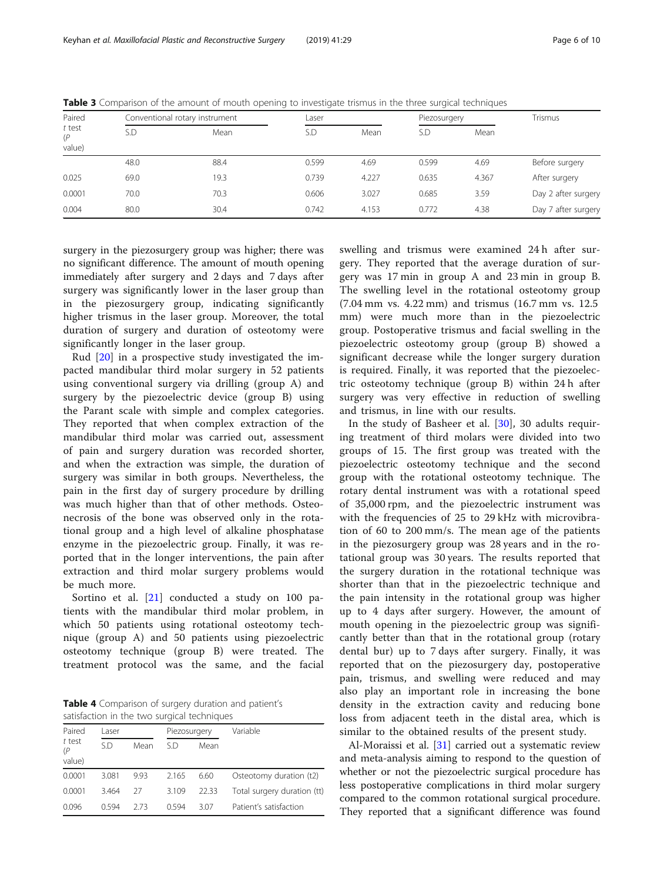**Table 3** Comparison of the amount of mouth opening to investigate trismus in the three surgical techniques

| Paired t test (P value) | Conventional rotary instrument | | Laser | | Piezosurgery | | Trismus |
|---|---|---|---|---|---|---|---|
| | S.D | Mean | S.D | Mean | S.D | Mean | |
| | 48.0 | 88.4 | 0.599 | 4.69 | 0.599 | 4.69 | Before surgery |
| 0.025 | 69.0 | 19.3 | 0.739 | 4.227 | 0.635 | 4.367 | After surgery |
| 0.0001 | 70.0 | 70.3 | 0.606 | 3.027 | 0.685 | 3.59 | Day 2 after surgery |
| 0.004 | 80.0 | 30.4 | 0.742 | 4.153 | 0.772 | 4.38 | Day 7 after surgery |

surgery in the piezosurgery group was higher; there was no significant difference. The amount of mouth opening immediately after surgery and 2 days and 7 days after surgery was significantly lower in the laser group than in the piezosurgery group, indicating significantly higher trismus in the laser group. Moreover, the total duration of surgery and duration of osteotomy were significantly longer in the laser group.

Rud [20] in a prospective study investigated the impacted mandibular third molar surgery in 52 patients using conventional surgery via drilling (group A) and surgery by the piezoelectric device (group B) using the Parant scale with simple and complex categories. They reported that when complex extraction of the mandibular third molar was carried out, assessment of pain and surgery duration was recorded shorter, and when the extraction was simple, the duration of surgery was similar in both groups. Nevertheless, the pain in the first day of surgery procedure by drilling was much higher than that of other methods. Osteonecrosis of the bone was observed only in the rotational group and a high level of alkaline phosphatase enzyme in the piezoelectric group. Finally, it was reported that in the longer interventions, the pain after extraction and third molar surgery problems would be much more.

Sortino et al. [21] conducted a study on 100 patients with the mandibular third molar problem, in which 50 patients using rotational osteotomy technique (group A) and 50 patients using piezoelectric osteotomy technique (group B) were treated. The treatment protocol was the same, and the facial swelling and trismus were examined 24 h after surgery. They reported that the average duration of surgery was 17 min in group A and 23 min in group B. The swelling level in the rotational osteotomy group (7.04 mm vs. 4.22 mm) and trismus (16.7 mm vs. 12.5 mm) were much more than in the piezoelectric group. Postoperative trismus and facial swelling in the piezoelectric osteotomy group (group B) showed a significant decrease while the longer surgery duration is required. Finally, it was reported that the piezoelectric osteotomy technique (group B) within 24 h after surgery was very effective in reduction of swelling and trismus, in line with our results.

**Table 4** Comparison of surgery duration and patient's satisfaction in the two surgical techniques

| Paired t test (P value) | Laser | | Piezosurgery | | Variable |
|---|---|---|---|---|---|
| | S.D | Mean | S.D | Mean | |
| 0.0001 | 3.081 | 9.93 | 2.165 | 6.60 | Osteotomy duration (t2) |
| 0.0001 | 3.464 | 27 | 3.109 | 22.33 | Total surgery duration (tt) |
| 0.096 | 0.594 | 2.73 | 0.594 | 3.07 | Patient's satisfaction |

In the study of Basheer et al. [30], 30 adults requiring treatment of third molars were divided into two groups of 15. The first group was treated with the piezoelectric osteotomy technique and the second group with the rotational osteotomy technique. The rotary dental instrument was with a rotational speed of 35,000 rpm, and the piezoelectric instrument was with the frequencies of 25 to 29 kHz with microvibration of 60 to 200 mm/s. The mean age of the patients in the piezosurgery group was 28 years and in the rotational group was 30 years. The results reported that the surgery duration in the rotational technique was shorter than that in the piezoelectric technique and the pain intensity in the rotational group was higher up to 4 days after surgery. However, the amount of mouth opening in the piezoelectric group was significantly better than that in the rotational group (rotary dental bur) up to 7 days after surgery. Finally, it was reported that on the piezosurgery day, postoperative pain, trismus, and swelling were reduced and may also play an important role in increasing the bone density in the extraction cavity and reducing bone loss from adjacent teeth in the distal area, which is similar to the obtained results of the present study.

Al-Moraissi et al. [31] carried out a systematic review and meta-analysis aiming to respond to the question of whether or not the piezoelectric surgical procedure has less postoperative complications in third molar surgery compared to the common rotational surgical procedure. They reported that a significant difference was found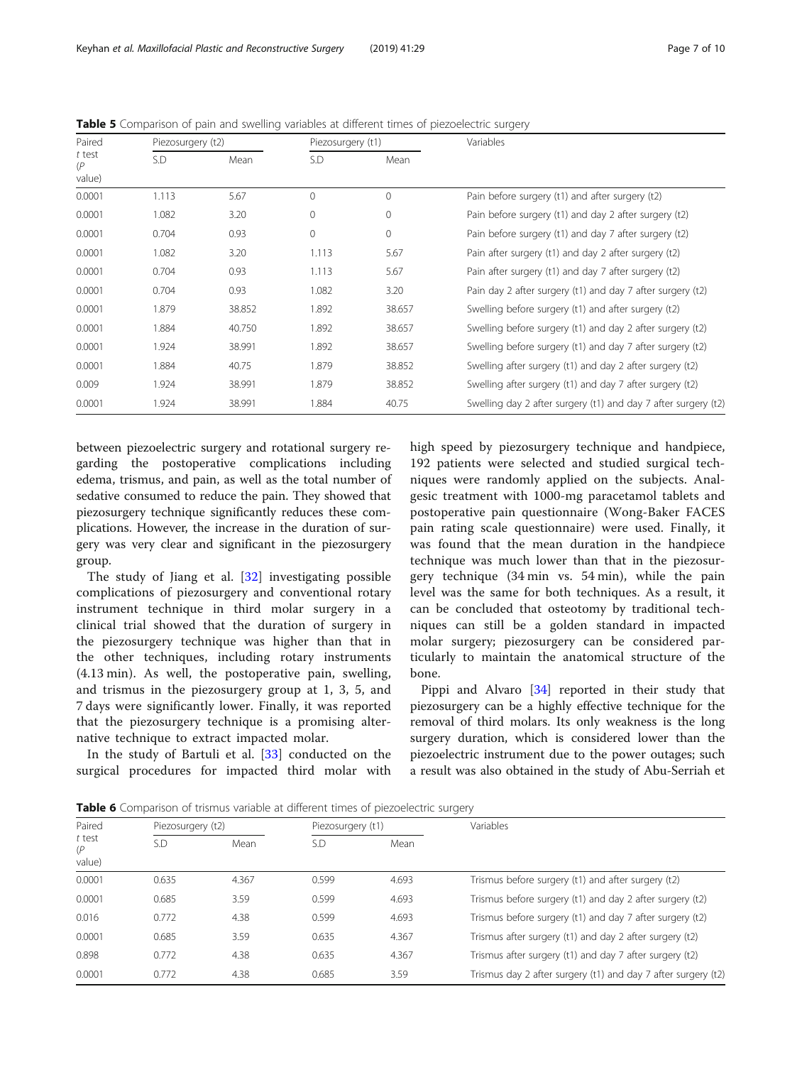**Table 5** Comparison of pain and swelling variables at different times of piezoelectric surgery

| Paired *t* test (*P* value) | Piezosurgery (t2) | | Piezosurgery (t1) | | Variables |
|---|---|---|---|---|---|
| | S.D | Mean | S.D | Mean | |
| 0.0001 | 1.113 | 5.67 | 0 | 0 | Pain before surgery (t1) and after surgery (t2) |
| 0.0001 | 1.082 | 3.20 | 0 | 0 | Pain before surgery (t1) and day 2 after surgery (t2) |
| 0.0001 | 0.704 | 0.93 | 0 | 0 | Pain before surgery (t1) and day 7 after surgery (t2) |
| 0.0001 | 1.082 | 3.20 | 1.113 | 5.67 | Pain after surgery (t1) and day 2 after surgery (t2) |
| 0.0001 | 0.704 | 0.93 | 1.113 | 5.67 | Pain after surgery (t1) and day 7 after surgery (t2) |
| 0.0001 | 0.704 | 0.93 | 1.082 | 3.20 | Pain day 2 after surgery (t1) and day 7 after surgery (t2) |
| 0.0001 | 1.879 | 38.852 | 1.892 | 38.657 | Swelling before surgery (t1) and after surgery (t2) |
| 0.0001 | 1.884 | 40.750 | 1.892 | 38.657 | Swelling before surgery (t1) and day 2 after surgery (t2) |
| 0.0001 | 1.924 | 38.991 | 1.892 | 38.657 | Swelling before surgery (t1) and day 7 after surgery (t2) |
| 0.0001 | 1.884 | 40.75 | 1.879 | 38.852 | Swelling after surgery (t1) and day 2 after surgery (t2) |
| 0.009 | 1.924 | 38.991 | 1.879 | 38.852 | Swelling after surgery (t1) and day 7 after surgery (t2) |
| 0.0001 | 1.924 | 38.991 | 1.884 | 40.75 | Swelling day 2 after surgery (t1) and day 7 after surgery (t2) |

between piezoelectric surgery and rotational surgery regarding the postoperative complications including edema, trismus, and pain, as well as the total number of sedative consumed to reduce the pain. They showed that piezosurgery technique significantly reduces these complications. However, the increase in the duration of surgery was very clear and significant in the piezosurgery group.

The study of Jiang et al. [32] investigating possible complications of piezosurgery and conventional rotary instrument technique in third molar surgery in a clinical trial showed that the duration of surgery in the piezosurgery technique was higher than that in the other techniques, including rotary instruments (4.13 min). As well, the postoperative pain, swelling, and trismus in the piezosurgery group at 1, 3, 5, and 7 days were significantly lower. Finally, it was reported that the piezosurgery technique is a promising alternative technique to extract impacted molar.

In the study of Bartuli et al. [33] conducted on the surgical procedures for impacted third molar with high speed by piezosurgery technique and handpiece, 192 patients were selected and studied surgical techniques were randomly applied on the subjects. Analgesic treatment with 1000-mg paracetamol tablets and postoperative pain questionnaire (Wong-Baker FACES pain rating scale questionnaire) were used. Finally, it was found that the mean duration in the handpiece technique was much lower than that in the piezosurgery technique (34 min vs. 54 min), while the pain level was the same for both techniques. As a result, it can be concluded that osteotomy by traditional techniques can still be a golden standard in impacted molar surgery; piezosurgery can be considered particularly to maintain the anatomical structure of the bone.

Pippi and Alvaro [34] reported in their study that piezosurgery can be a highly effective technique for the removal of third molars. Its only weakness is the long surgery duration, which is considered lower than the piezoelectric instrument due to the power outages; such a result was also obtained in the study of Abu-Serriah et

**Table 6** Comparison of trismus variable at different times of piezoelectric surgery

| Paired *t* test (*P* value) | Piezosurgery (t2) | | Piezosurgery (t1) | | Variables |
|---|---|---|---|---|---|
| | S.D | Mean | S.D | Mean | |
| 0.0001 | 0.635 | 4.367 | 0.599 | 4.693 | Trismus before surgery (t1) and after surgery (t2) |
| 0.0001 | 0.685 | 3.59 | 0.599 | 4.693 | Trismus before surgery (t1) and day 2 after surgery (t2) |
| 0.016 | 0.772 | 4.38 | 0.599 | 4.693 | Trismus before surgery (t1) and day 7 after surgery (t2) |
| 0.0001 | 0.685 | 3.59 | 0.635 | 4.367 | Trismus after surgery (t1) and day 2 after surgery (t2) |
| 0.898 | 0.772 | 4.38 | 0.635 | 4.367 | Trismus after surgery (t1) and day 7 after surgery (t2) |
| 0.0001 | 0.772 | 4.38 | 0.685 | 3.59 | Trismus day 2 after surgery (t1) and day 7 after surgery (t2) |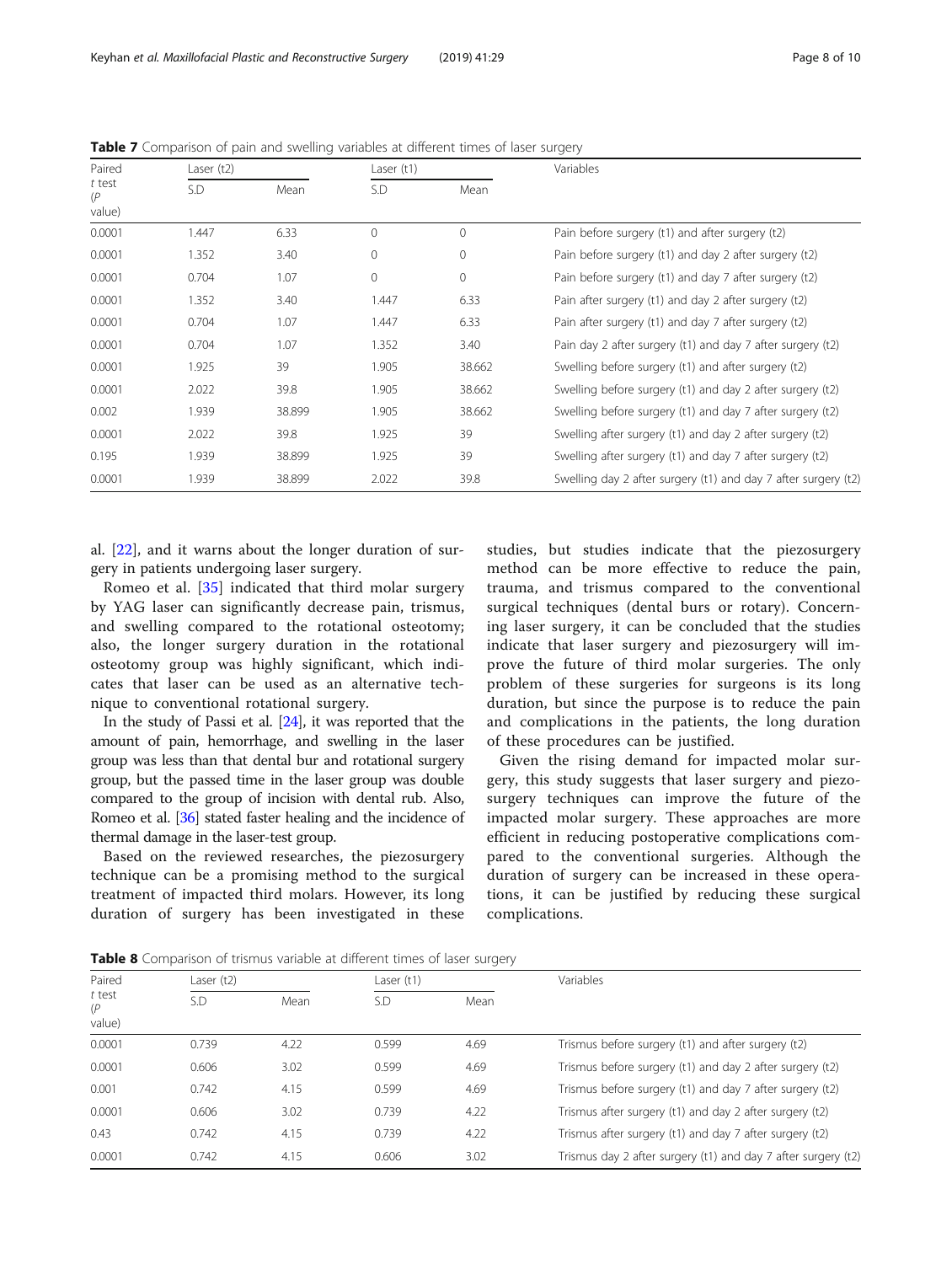**Table 7** Comparison of pain and swelling variables at different times of laser surgery

| Paired *t* test (*P* value) | Laser (t2) | | Laser (t1) | | Variables |
|---|---|---|---|---|---|
| | S.D | Mean | S.D | Mean | |
| 0.0001 | 1.447 | 6.33 | 0 | 0 | Pain before surgery (t1) and after surgery (t2) |
| 0.0001 | 1.352 | 3.40 | 0 | 0 | Pain before surgery (t1) and day 2 after surgery (t2) |
| 0.0001 | 0.704 | 1.07 | 0 | 0 | Pain before surgery (t1) and day 7 after surgery (t2) |
| 0.0001 | 1.352 | 3.40 | 1.447 | 6.33 | Pain after surgery (t1) and day 2 after surgery (t2) |
| 0.0001 | 0.704 | 1.07 | 1.447 | 6.33 | Pain after surgery (t1) and day 7 after surgery (t2) |
| 0.0001 | 0.704 | 1.07 | 1.352 | 3.40 | Pain day 2 after surgery (t1) and day 7 after surgery (t2) |
| 0.0001 | 1.925 | 39 | 1.905 | 38.662 | Swelling before surgery (t1) and after surgery (t2) |
| 0.0001 | 2.022 | 39.8 | 1.905 | 38.662 | Swelling before surgery (t1) and day 2 after surgery (t2) |
| 0.002 | 1.939 | 38.899 | 1.905 | 38.662 | Swelling before surgery (t1) and day 7 after surgery (t2) |
| 0.0001 | 2.022 | 39.8 | 1.925 | 39 | Swelling after surgery (t1) and day 2 after surgery (t2) |
| 0.195 | 1.939 | 38.899 | 1.925 | 39 | Swelling after surgery (t1) and day 7 after surgery (t2) |
| 0.0001 | 1.939 | 38.899 | 2.022 | 39.8 | Swelling day 2 after surgery (t1) and day 7 after surgery (t2) |

al. [22], and it warns about the longer duration of surgery in patients undergoing laser surgery.

Romeo et al. [35] indicated that third molar surgery by YAG laser can significantly decrease pain, trismus, and swelling compared to the rotational osteotomy; also, the longer surgery duration in the rotational osteotomy group was highly significant, which indicates that laser can be used as an alternative technique to conventional rotational surgery.

In the study of Passi et al. [24], it was reported that the amount of pain, hemorrhage, and swelling in the laser group was less than that dental bur and rotational surgery group, but the passed time in the laser group was double compared to the group of incision with dental rub. Also, Romeo et al. [36] stated faster healing and the incidence of thermal damage in the laser-test group.

Based on the reviewed researches, the piezosurgery technique can be a promising method to the surgical treatment of impacted third molars. However, its long duration of surgery has been investigated in these studies, but studies indicate that the piezosurgery method can be more effective to reduce the pain, trauma, and trismus compared to the conventional surgical techniques (dental burs or rotary). Concerning laser surgery, it can be concluded that the studies indicate that laser surgery and piezosurgery will improve the future of third molar surgeries. The only problem of these surgeries for surgeons is its long duration, but since the purpose is to reduce the pain and complications in the patients, the long duration of these procedures can be justified.

Given the rising demand for impacted molar surgery, this study suggests that laser surgery and piezosurgery techniques can improve the future of the impacted molar surgery. These approaches are more efficient in reducing postoperative complications compared to the conventional surgeries. Although the duration of surgery can be increased in these operations, it can be justified by reducing these surgical complications.

**Table 8** Comparison of trismus variable at different times of laser surgery

| Paired *t* test (*P* value) | Laser (t2) | | Laser (t1) | | Variables |
|---|---|---|---|---|---|
| | S.D | Mean | S.D | Mean | |
| 0.0001 | 0.739 | 4.22 | 0.599 | 4.69 | Trismus before surgery (t1) and after surgery (t2) |
| 0.0001 | 0.606 | 3.02 | 0.599 | 4.69 | Trismus before surgery (t1) and day 2 after surgery (t2) |
| 0.001 | 0.742 | 4.15 | 0.599 | 4.69 | Trismus before surgery (t1) and day 7 after surgery (t2) |
| 0.0001 | 0.606 | 3.02 | 0.739 | 4.22 | Trismus after surgery (t1) and day 2 after surgery (t2) |
| 0.43 | 0.742 | 4.15 | 0.739 | 4.22 | Trismus after surgery (t1) and day 7 after surgery (t2) |
| 0.0001 | 0.742 | 4.15 | 0.606 | 3.02 | Trismus day 2 after surgery (t1) and day 7 after surgery (t2) |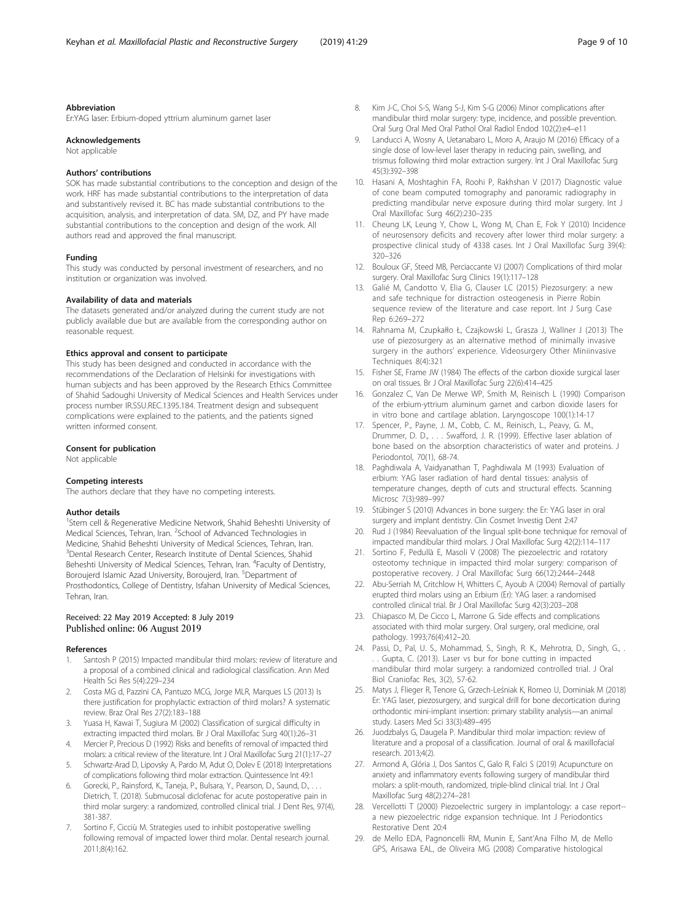### Abbreviation

Er:YAG laser: Erbium-doped yttrium aluminum garnet laser

### Acknowledgements

Not applicable

### Authors' contributions

SOK has made substantial contributions to the conception and design of the work. HRF has made substantial contributions to the interpretation of data and substantively revised it. BC has made substantial contributions to the acquisition, analysis, and interpretation of data. SM, DZ, and PY have made substantial contributions to the conception and design of the work. All authors read and approved the final manuscript.

### Funding

This study was conducted by personal investment of researchers, and no institution or organization was involved.

### Availability of data and materials

The datasets generated and/or analyzed during the current study are not publicly available due but are available from the corresponding author on reasonable request.

### Ethics approval and consent to participate

This study has been designed and conducted in accordance with the recommendations of the Declaration of Helsinki for investigations with human subjects and has been approved by the Research Ethics Committee of Shahid Sadoughi University of Medical Sciences and Health Services under process number IR.SSU.REC.1395.184. Treatment design and subsequent complications were explained to the patients, and the patients signed written informed consent.

### Consent for publication

Not applicable

### Competing interests

The authors declare that they have no competing interests.

### Author details

[1]Stem cell & Regenerative Medicine Network, Shahid Beheshti University of Medical Sciences, Tehran, Iran. [2]School of Advanced Technologies in Medicine, Shahid Beheshti University of Medical Sciences, Tehran, Iran. [3]Dental Research Center, Research Institute of Dental Sciences, Shahid Beheshti University of Medical Sciences, Tehran, Iran. [4]Faculty of Dentistry, Boroujerd Islamic Azad University, Boroujerd, Iran. [5]Department of Prosthodontics, College of Dentistry, Isfahan University of Medical Sciences, Tehran, Iran.

Received: 22 May 2019 Accepted: 8 July 2019
Published online: 06 August 2019

### References

1. Santosh P (2015) Impacted mandibular third molars: review of literature and a proposal of a combined clinical and radiological classification. Ann Med Health Sci Res 5(4):229–234
2. Costa MG d, Pazzini CA, Pantuzo MCG, Jorge MLR, Marques LS (2013) Is there justification for prophylactic extraction of third molars? A systematic review. Braz Oral Res 27(2):183–188
3. Yuasa H, Kawai T, Sugiura M (2002) Classification of surgical difficulty in extracting impacted third molars. Br J Oral Maxillofac Surg 40(1):26–31
4. Mercier P, Precious D (1992) Risks and benefits of removal of impacted third molars: a critical review of the literature. Int J Oral Maxillofac Surg 21(1):17–27
5. Schwartz-Arad D, Lipovsky A, Pardo M, Adut O, Dolev E (2018) Interpretations of complications following third molar extraction. Quintessence Int 49:1
6. Gorecki, P., Rainsford, K., Taneja, P., Bulsara, Y., Pearson, D., Saund, D., . . . Dietrich, T. (2018). Submucosal diclofenac for acute postoperative pain in third molar surgery: a randomized, controlled clinical trial. J Dent Res, 97(4), 381-387.
7. Sortino F, Cicciù M. Strategies used to inhibit postoperative swelling following removal of impacted lower third molar. Dental research journal. 2011;8(4):162.
8. Kim J-C, Choi S-S, Wang S-J, Kim S-G (2006) Minor complications after mandibular third molar surgery: type, incidence, and possible prevention. Oral Surg Oral Med Oral Pathol Oral Radiol Endod 102(2):e4–e11
9. Landucci A, Wosny A, Uetanabaro L, Moro A, Araujo M (2016) Efficacy of a single dose of low-level laser therapy in reducing pain, swelling, and trismus following third molar extraction surgery. Int J Oral Maxillofac Surg 45(3):392–398
10. Hasani A, Moshtaghin FA, Roohi P, Rakhshan V (2017) Diagnostic value of cone beam computed tomography and panoramic radiography in predicting mandibular nerve exposure during third molar surgery. Int J Oral Maxillofac Surg 46(2):230–235
11. Cheung LK, Leung Y, Chow L, Wong M, Chan E, Fok Y (2010) Incidence of neurosensory deficits and recovery after lower third molar surgery: a prospective clinical study of 4338 cases. Int J Oral Maxillofac Surg 39(4): 320–326
12. Bouloux GF, Steed MB, Perciaccante VJ (2007) Complications of third molar surgery. Oral Maxillofac Surg Clinics 19(1):117–128
13. Galié M, Candotto V, Elia G, Clauser LC (2015) Piezosurgery: a new and safe technique for distraction osteogenesis in Pierre Robin sequence review of the literature and case report. Int J Surg Case Rep 6:269–272
14. Rahnama M, Czupkałło Ł, Czajkowski L, Grasza J, Wallner J (2013) The use of piezosurgery as an alternative method of minimally invasive surgery in the authors' experience. Videosurgery Other Miniinvasive Techniques 8(4):321
15. Fisher SE, Frame JW (1984) The effects of the carbon dioxide surgical laser on oral tissues. Br J Oral Maxillofac Surg 22(6):414–425
16. Gonzalez C, Van De Merwe WP, Smith M, Reinisch L (1990) Comparison of the erbium-yttrium aluminum garnet and carbon dioxide lasers for in vitro bone and cartilage ablation. Laryngoscope 100(1):14-17
17. Spencer, P., Payne, J. M., Cobb, C. M., Reinisch, L., Peavy, G. M., Drummer, D. D., . . . Swafford, J. R. (1999). Effective laser ablation of bone based on the absorption characteristics of water and proteins. J Periodontol, 70(1), 68-74.
18. Paghdiwala A, Vaidyanathan T, Paghdiwala M (1993) Evaluation of erbium: YAG laser radiation of hard dental tissues: analysis of temperature changes, depth of cuts and structural effects. Scanning Microsc 7(3):989–997
19. Stübinger S (2010) Advances in bone surgery: the Er: YAG laser in oral surgery and implant dentistry. Clin Cosmet Investig Dent 2:47
20. Rud J (1984) Reevaluation of the lingual split-bone technique for removal of impacted mandibular third molars. J Oral Maxillofac Surg 42(2):114–117
21. Sortino F, Pedullà E, Masoli V (2008) The piezoelectric and rotatory osteotomy technique in impacted third molar surgery: comparison of postoperative recovery. J Oral Maxillofac Surg 66(12):2444–2448
22. Abu-Serriah M, Critchlow H, Whitters C, Ayoub A (2004) Removal of partially erupted third molars using an Erbium (Er): YAG laser: a randomised controlled clinical trial. Br J Oral Maxillofac Surg 42(3):203–208
23. Chiapasco M, De Cicco L, Marrone G. Side effects and complications associated with third molar surgery. Oral surgery, oral medicine, oral pathology. 1993;76(4):412–20.
24. Passi, D., Pal, U. S., Mohammad, S., Singh, R. K., Mehrotra, D., Singh, G., . . . Gupta, C. (2013). Laser vs bur for bone cutting in impacted mandibular third molar surgery: a randomized controlled trial. J Oral Biol Craniofac Res, 3(2), 57-62.
25. Matys J, Flieger R, Tenore G, Grzech-Leśniak K, Romeo U, Dominiak M (2018) Er: YAG laser, piezosurgery, and surgical drill for bone decortication during orthodontic mini-implant insertion: primary stability analysis—an animal study. Lasers Med Sci 33(3):489–495
26. Juodzbalys G, Daugela P. Mandibular third molar impaction: review of literature and a proposal of a classification. Journal of oral & maxillofacial research. 2013;4(2).
27. Armond A, Glória J, Dos Santos C, Galo R, Falci S (2019) Acupuncture on anxiety and inflammatory events following surgery of mandibular third molars: a split-mouth, randomized, triple-blind clinical trial. Int J Oral Maxillofac Surg 48(2):274–281
28. Vercellotti T (2000) Piezoelectric surgery in implantology: a case report-- a new piezoelectric ridge expansion technique. Int J Periodontics Restorative Dent 20:4
29. de Mello EDA, Pagnoncelli RM, Munin E, Sant'Ana Filho M, de Mello GPS, Arisawa EAL, de Oliveira MG (2008) Comparative histological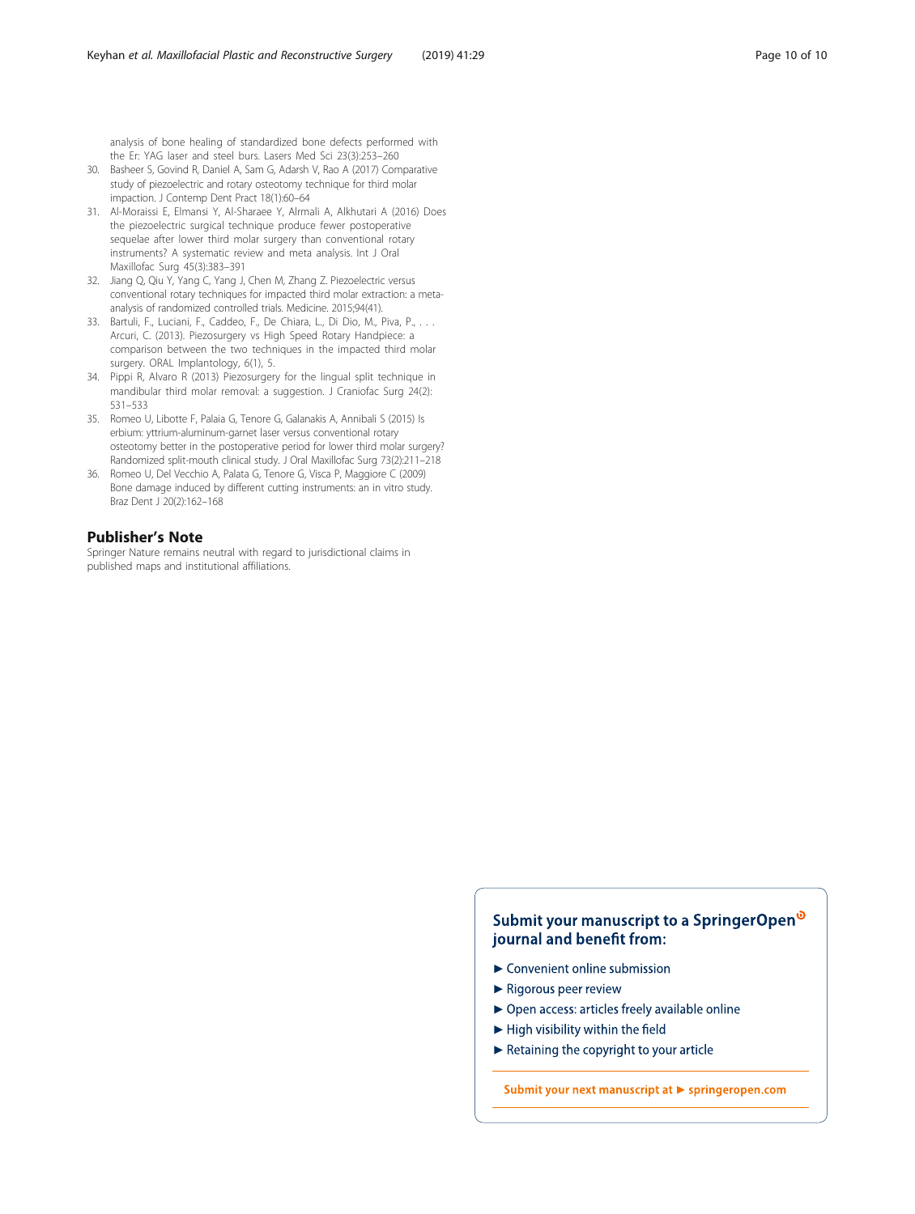analysis of bone healing of standardized bone defects performed with the Er: YAG laser and steel burs. Lasers Med Sci 23(3):253–260

30. Basheer S, Govind R, Daniel A, Sam G, Adarsh V, Rao A (2017) Comparative study of piezoelectric and rotary osteotomy technique for third molar impaction. J Contemp Dent Pract 18(1):60–64
31. Al-Moraissi E, Elmansi Y, Al-Sharaee Y, Alrmali A, Alkhutari A (2016) Does the piezoelectric surgical technique produce fewer postoperative sequelae after lower third molar surgery than conventional rotary instruments? A systematic review and meta analysis. Int J Oral Maxillofac Surg 45(3):383–391
32. Jiang Q, Qiu Y, Yang C, Yang J, Chen M, Zhang Z. Piezoelectric versus conventional rotary techniques for impacted third molar extraction: a meta-analysis of randomized controlled trials. Medicine. 2015;94(41).
33. Bartuli, F., Luciani, F., Caddeo, F., De Chiara, L., Di Dio, M., Piva, P., . . . Arcuri, C. (2013). Piezosurgery vs High Speed Rotary Handpiece: a comparison between the two techniques in the impacted third molar surgery. ORAL Implantology, 6(1), 5.
34. Pippi R, Alvaro R (2013) Piezosurgery for the lingual split technique in mandibular third molar removal: a suggestion. J Craniofac Surg 24(2): 531–533
35. Romeo U, Libotte F, Palaia G, Tenore G, Galanakis A, Annibali S (2015) Is erbium: yttrium-aluminum-garnet laser versus conventional rotary osteotomy better in the postoperative period for lower third molar surgery? Randomized split-mouth clinical study. J Oral Maxillofac Surg 73(2):211–218
36. Romeo U, Del Vecchio A, Palata G, Tenore G, Visca P, Maggiore C (2009) Bone damage induced by different cutting instruments: an in vitro study. Braz Dent J 20(2):162–168

## Publisher's Note

Springer Nature remains neutral with regard to jurisdictional claims in published maps and institutional affiliations.

**Submit your manuscript to a SpringerOpen journal and benefit from:**

- Convenient online submission
- Rigorous peer review
- Open access: articles freely available online
- High visibility within the field
- Retaining the copyright to your article

Submit your next manuscript at ► springeropen.com